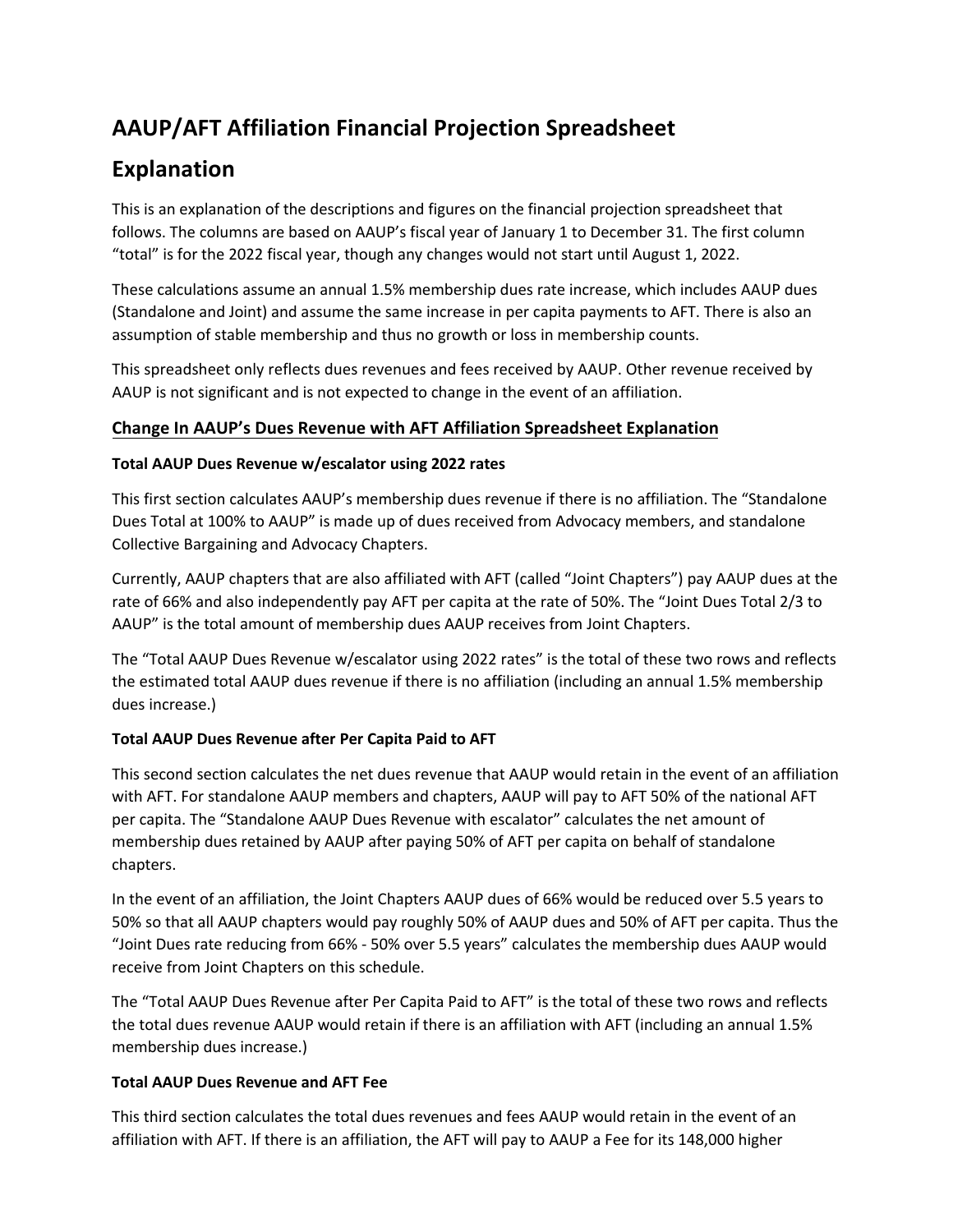# AAUP/AFT Affiliation Financial Projection Spreadsheet

# Explanation

This is an explanation of the descriptions and figures on the financial projection spreadsheet that follows. The columns are based on AAUP's fiscal year of January 1 to December 31. The first column "total" is for the 2022 fiscal year, though any changes would not start until August 1, 2022.

These calculations assume an annual 1.5% membership dues rate increase, which includes AAUP dues (Standalone and Joint) and assume the same increase in per capita payments to AFT. There is also an assumption of stable membership and thus no growth or loss in membership counts.

This spreadsheet only reflects dues revenues and fees received by AAUP. Other revenue received by AAUP is not significant and is not expected to change in the event of an affiliation.

## Change In AAUP's Dues Revenue with AFT Affiliation Spreadsheet Explanation

### Total AAUP Dues Revenue w/escalator using 2022 rates

This first section calculates AAUP's membership dues revenue if there is no affiliation. The "Standalone Dues Total at 100% to AAUP" is made up of dues received from Advocacy members, and standalone Collective Bargaining and Advocacy Chapters.

Currently, AAUP chapters that are also affiliated with AFT (called "Joint Chapters") pay AAUP dues at the rate of 66% and also independently pay AFT per capita at the rate of 50%. The "Joint Dues Total 2/3 to AAUP" is the total amount of membership dues AAUP receives from Joint Chapters.

The "Total AAUP Dues Revenue w/escalator using 2022 rates" is the total of these two rows and reflects the estimated total AAUP dues revenue if there is no affiliation (including an annual 1.5% membership dues increase.)

### Total AAUP Dues Revenue after Per Capita Paid to AFT

This second section calculates the net dues revenue that AAUP would retain in the event of an affiliation with AFT. For standalone AAUP members and chapters, AAUP will pay to AFT 50% of the national AFT per capita. The "Standalone AAUP Dues Revenue with escalator" calculates the net amount of membership dues retained by AAUP after paying 50% of AFT per capita on behalf of standalone chapters.

In the event of an affiliation, the Joint Chapters AAUP dues of 66% would be reduced over 5.5 years to 50% so that all AAUP chapters would pay roughly 50% of AAUP dues and 50% of AFT per capita. Thus the "Joint Dues rate reducing from 66% - 50% over 5.5 years" calculates the membership dues AAUP would receive from Joint Chapters on this schedule.

The "Total AAUP Dues Revenue after Per Capita Paid to AFT" is the total of these two rows and reflects the total dues revenue AAUP would retain if there is an affiliation with AFT (including an annual 1.5% membership dues increase.)

### Total AAUP Dues Revenue and AFT Fee

This third section calculates the total dues revenues and fees AAUP would retain in the event of an affiliation with AFT. If there is an affiliation, the AFT will pay to AAUP a Fee for its 148,000 higher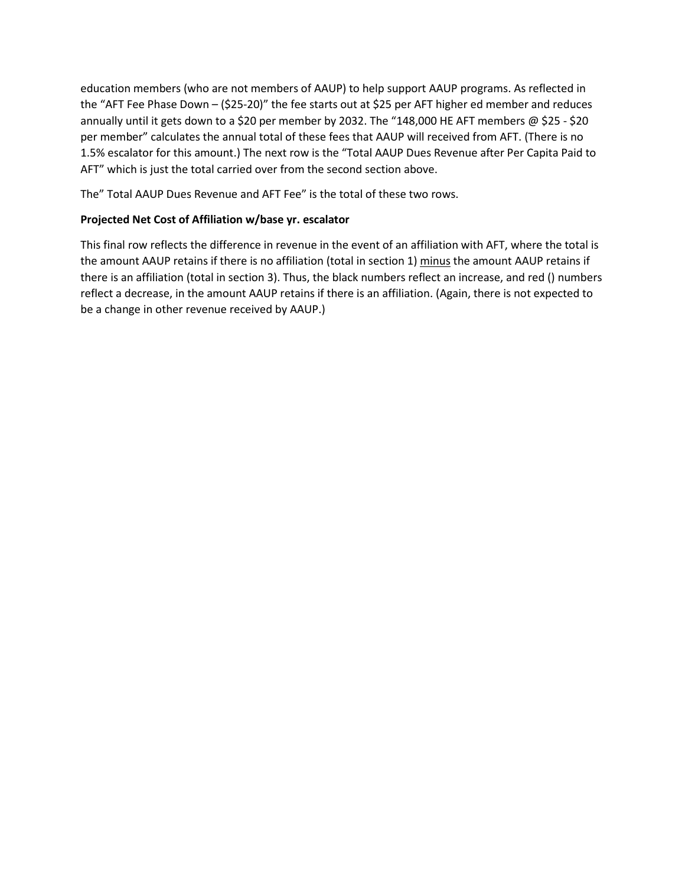education members (who are not members of AAUP) to help support AAUP programs. As reflected in the "AFT Fee Phase Down – ($25-20)" the fee starts out at $25 per AFT higher ed member and reduces annually until it gets down to a $20 per member by 2032. The "148,000 HE AFT members @ $25 - $20 per member" calculates the annual total of these fees that AAUP will received from AFT. (There is no 1.5% escalator for this amount.) The next row is the "Total AAUP Dues Revenue after Per Capita Paid to AFT" which is just the total carried over from the second section above.

The" Total AAUP Dues Revenue and AFT Fee" is the total of these two rows.

**Projected Net Cost of Affiliation w/base yr. escalator**

This final row reflects the difference in revenue in the event of an affiliation with AFT, where the total is the amount AAUP retains if there is no affiliation (total in section 1) minus the amount AAUP retains if there is an affiliation (total in section 3). Thus, the black numbers reflect an increase, and red () numbers reflect a decrease, in the amount AAUP retains if there is an affiliation. (Again, there is not expected to be a change in other revenue received by AAUP.)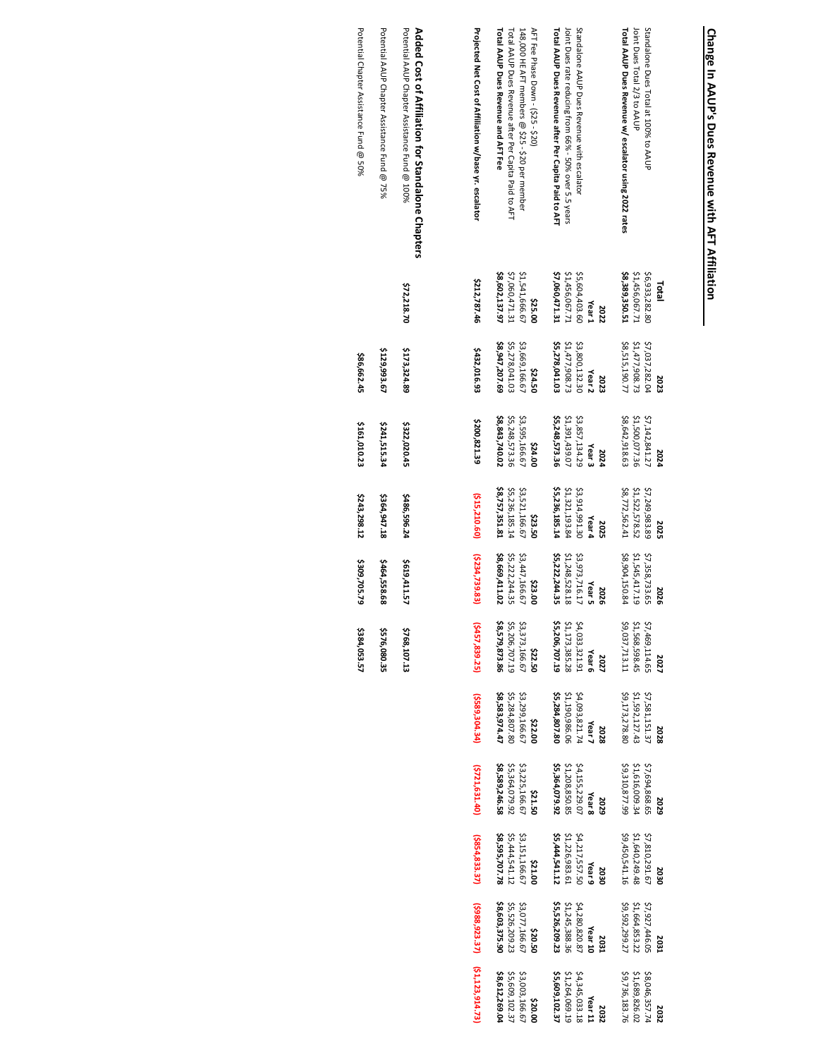## Change In AAUP's Dues Revenue with AFT Affiliation

| | Total | 2023 | 2024 | 2025 | 2026 | 2027 | 2028 | 2029 | 2030 | 2031 | 2032 |
|---|---|---|---|---|---|---|---|---|---|---|---|
| Standalone Dues Total at 100% to AAUP | $6,933,282.80 | $7,037,282.04 | $7,142,841.27 | $7,249,983.89 | $7,358,733.65 | $7,469,114.65 | $7,581,151.37 | $7,694,868.65 | $7,810,291.67 | $7,927,446.05 | $8,046,357.74 |
| Joint Dues Total 2/3 to AAUP | $1,456,067.71 | $1,477,908.73 | $1,500,077.36 | $1,522,578.52 | $1,545,417.19 | $1,568,598.45 | $1,592,127.43 | $1,616,009.34 | $1,640,249.48 | $1,664,853.22 | $1,689,826.02 |
| **Total AAUP Dues Revenue w/ escalator using 2022 rates** | **$8,389,350.51** | $8,515,190.77 | $8,642,918.63 | $8,772,562.41 | $8,904,150.84 | $9,037,713.11 | $9,173,278.80 | $9,310,877.99 | $9,450,541.16 | $9,592,299.27 | $9,736,183.76 |
| | **2022** | **2023** | **2024** | **2025** | **2026** | **2027** | **2028** | **2029** | **2030** | **2031** | **2032** |
| | **Year 1** | **Year 2** | **Year 3** | **Year 4** | **Year 5** | **Year 6** | **Year 7** | **Year 8** | **Year 9** | **Year 10** | **Year 11** |
| Standalone AAUP Dues Revenue with escalator | $5,604,403.60 | $3,800,132.30 | $3,857,134.29 | $3,914,991.30 | $3,973,716.17 | $4,033,321.91 | $4,093,821.74 | $4,155,229.07 | $4,217,557.50 | $4,280,820.87 | $4,345,033.18 |
| Joint Dues rate reducing from 66% - 50% over 5.5 years | $1,456,067.71 | $1,477,908.73 | $1,391,439.07 | $1,321,193.84 | $1,248,528.18 | $1,173,385.28 | $1,190,986.06 | $1,208,850.85 | $1,226,983.61 | $1,245,388.36 | $1,264,069.19 |
| **Total AAUP Dues Revenue after Per Capita Paid to AFT** | **$7,060,471.31** | **$5,278,041.03** | **$5,248,573.36** | **$5,236,185.14** | **$5,222,244.35** | **$5,206,707.19** | **$5,284,807.80** | **$5,364,079.92** | **$5,444,541.12** | **$5,526,209.23** | **$5,609,102.37** |
| AFT Fee Phase Down - ($25 - $20) | **$25.00** | **$24.50** | **$24.00** | **$23.50** | **$23.00** | **$22.50** | **$22.00** | **$21.50** | **$21.00** | **$20.50** | **$20.00** |
| 148,000 HE AFT members @ $25 - $20 per member | $1,541,666.67 | $3,669,166.67 | $3,595,166.67 | $3,521,166.67 | $3,447,166.67 | $3,373,166.67 | $3,299,166.67 | $3,225,166.67 | $3,151,166.67 | $3,077,166.67 | $3,003,166.67 |
| Total AAUP Dues Revenue after Per Capita Paid to AFT | $7,060,471.31 | $5,278,041.03 | $5,248,573.36 | $5,236,185.14 | $5,222,244.35 | $5,206,707.19 | $5,284,807.80 | $5,364,079.92 | $5,444,541.12 | $5,526,209.23 | $5,609,102.37 |
| **Total AAUP Dues Revenue and AFT Fee** | **$8,602,137.97** | **$8,947,207.69** | **$8,843,740.02** | **$8,757,351.81** | **$8,669,411.02** | **$8,579,873.86** | **$8,583,974.47** | **$8,589,246.58** | **$8,595,707.78** | **$8,603,375.90** | **$8,612,269.04** |
| **Projected Net Cost of Affiliation w/base yr. escalator** | **$212,787.46** | **$432,016.93** | **$200,821.39** | **($15,210.60)** | **($234,739.83)** | **($457,839.25)** | **($589,304.34)** | **($721,631.40)** | **($854,833.37)** | **($988,923.37)** | **($1,123,914.73)** |

### Added Cost of Affiliation for Standalone Chapters

| | 2022 | 2023 | 2024 | 2025 | 2026 | 2027 | 2028 | 2029 | 2030 | 2031 | 2032 |
|---|---|---|---|---|---|---|---|---|---|---|---|
| Potential AAUP Chapter Assistance Fund @ 100% | **$72,218.70** | **$173,324.89** | **$322,020.45** | **$486,596.24** | **$619,411.57** | **$768,107.13** | | | | | |
| Potential AAUP Chapter Assistance Fund @ 75% | | **$129,993.67** | **$241,515.34** | **$364,947.18** | **$464,558.68** | **$576,080.35** | | | | | |
| Potential Chapter Assistance Fund @ 50% | | **$86,662.45** | **$161,010.23** | **$243,298.12** | **$309,705.79** | **$384,053.57** | | | | | |